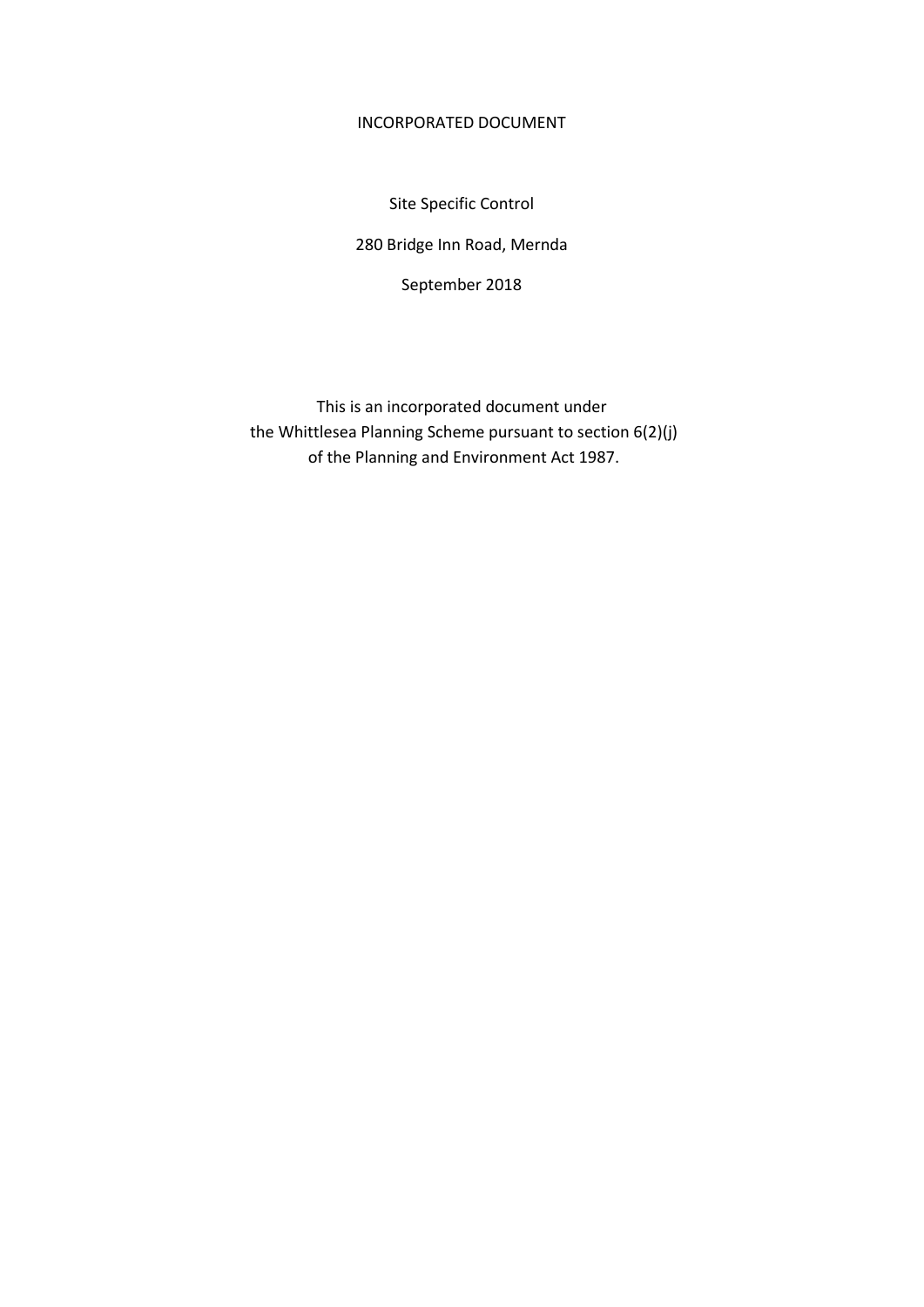# INCORPORATED DOCUMENT

Site Specific Control

280 Bridge Inn Road, Mernda

September 2018

This is an incorporated document under
the Whittlesea Planning Scheme pursuant to section 6(2)(j)
of the Planning and Environment Act 1987.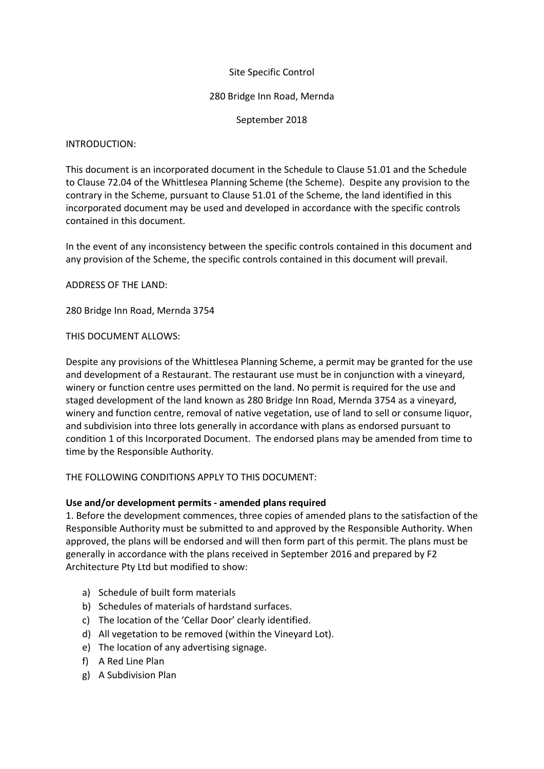Site Specific Control

280 Bridge Inn Road, Mernda

September 2018

INTRODUCTION:

This document is an incorporated document in the Schedule to Clause 51.01 and the Schedule to Clause 72.04 of the Whittlesea Planning Scheme (the Scheme). Despite any provision to the contrary in the Scheme, pursuant to Clause 51.01 of the Scheme, the land identified in this incorporated document may be used and developed in accordance with the specific controls contained in this document.

In the event of any inconsistency between the specific controls contained in this document and any provision of the Scheme, the specific controls contained in this document will prevail.

ADDRESS OF THE LAND:

280 Bridge Inn Road, Mernda 3754

THIS DOCUMENT ALLOWS:

Despite any provisions of the Whittlesea Planning Scheme, a permit may be granted for the use and development of a Restaurant. The restaurant use must be in conjunction with a vineyard, winery or function centre uses permitted on the land. No permit is required for the use and staged development of the land known as 280 Bridge Inn Road, Mernda 3754 as a vineyard, winery and function centre, removal of native vegetation, use of land to sell or consume liquor, and subdivision into three lots generally in accordance with plans as endorsed pursuant to condition 1 of this Incorporated Document. The endorsed plans may be amended from time to time by the Responsible Authority.

THE FOLLOWING CONDITIONS APPLY TO THIS DOCUMENT:

**Use and/or development permits - amended plans required**

1. Before the development commences, three copies of amended plans to the satisfaction of the Responsible Authority must be submitted to and approved by the Responsible Authority. When approved, the plans will be endorsed and will then form part of this permit. The plans must be generally in accordance with the plans received in September 2016 and prepared by F2 Architecture Pty Ltd but modified to show:

   a) Schedule of built form materials
   b) Schedules of materials of hardstand surfaces.
   c) The location of the 'Cellar Door' clearly identified.
   d) All vegetation to be removed (within the Vineyard Lot).
   e) The location of any advertising signage.
   f) A Red Line Plan
   g) A Subdivision Plan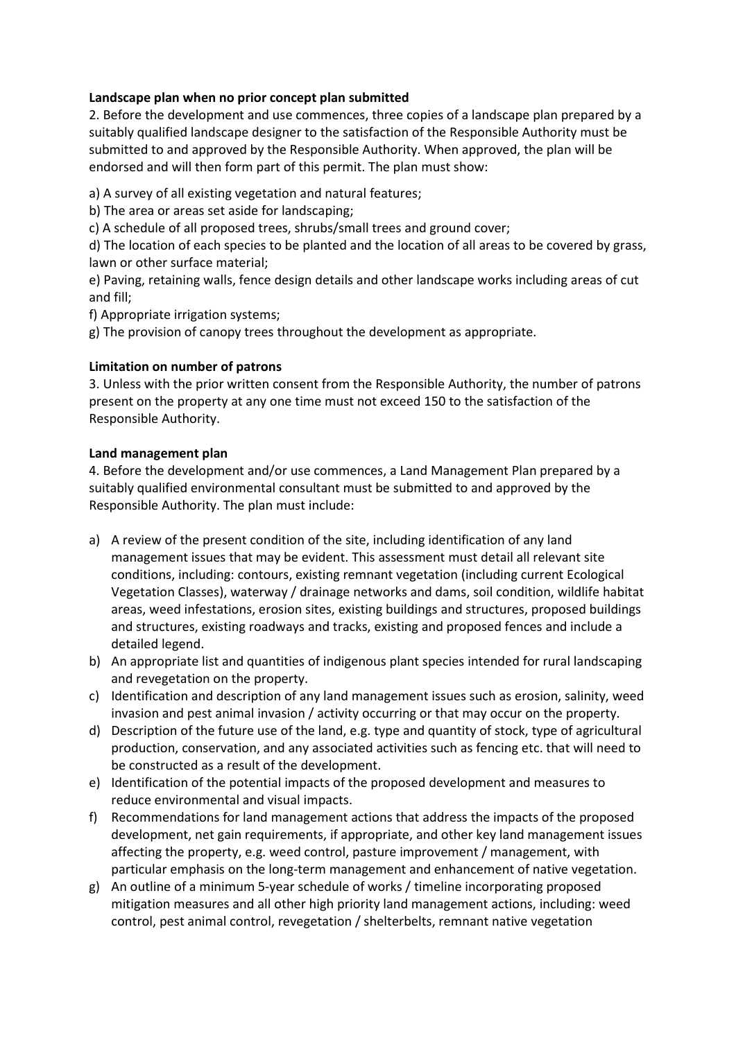**Landscape plan when no prior concept plan submitted**

2. Before the development and use commences, three copies of a landscape plan prepared by a suitably qualified landscape designer to the satisfaction of the Responsible Authority must be submitted to and approved by the Responsible Authority. When approved, the plan will be endorsed and will then form part of this permit. The plan must show:

a) A survey of all existing vegetation and natural features;

b) The area or areas set aside for landscaping;

c) A schedule of all proposed trees, shrubs/small trees and ground cover;

d) The location of each species to be planted and the location of all areas to be covered by grass, lawn or other surface material;

e) Paving, retaining walls, fence design details and other landscape works including areas of cut and fill;

f) Appropriate irrigation systems;

g) The provision of canopy trees throughout the development as appropriate.

**Limitation on number of patrons**

3. Unless with the prior written consent from the Responsible Authority, the number of patrons present on the property at any one time must not exceed 150 to the satisfaction of the Responsible Authority.

**Land management plan**

4. Before the development and/or use commences, a Land Management Plan prepared by a suitably qualified environmental consultant must be submitted to and approved by the Responsible Authority. The plan must include:

a) A review of the present condition of the site, including identification of any land management issues that may be evident. This assessment must detail all relevant site conditions, including: contours, existing remnant vegetation (including current Ecological Vegetation Classes), waterway / drainage networks and dams, soil condition, wildlife habitat areas, weed infestations, erosion sites, existing buildings and structures, proposed buildings and structures, existing roadways and tracks, existing and proposed fences and include a detailed legend.

b) An appropriate list and quantities of indigenous plant species intended for rural landscaping and revegetation on the property.

c) Identification and description of any land management issues such as erosion, salinity, weed invasion and pest animal invasion / activity occurring or that may occur on the property.

d) Description of the future use of the land, e.g. type and quantity of stock, type of agricultural production, conservation, and any associated activities such as fencing etc. that will need to be constructed as a result of the development.

e) Identification of the potential impacts of the proposed development and measures to reduce environmental and visual impacts.

f) Recommendations for land management actions that address the impacts of the proposed development, net gain requirements, if appropriate, and other key land management issues affecting the property, e.g. weed control, pasture improvement / management, with particular emphasis on the long-term management and enhancement of native vegetation.

g) An outline of a minimum 5-year schedule of works / timeline incorporating proposed mitigation measures and all other high priority land management actions, including: weed control, pest animal control, revegetation / shelterbelts, remnant native vegetation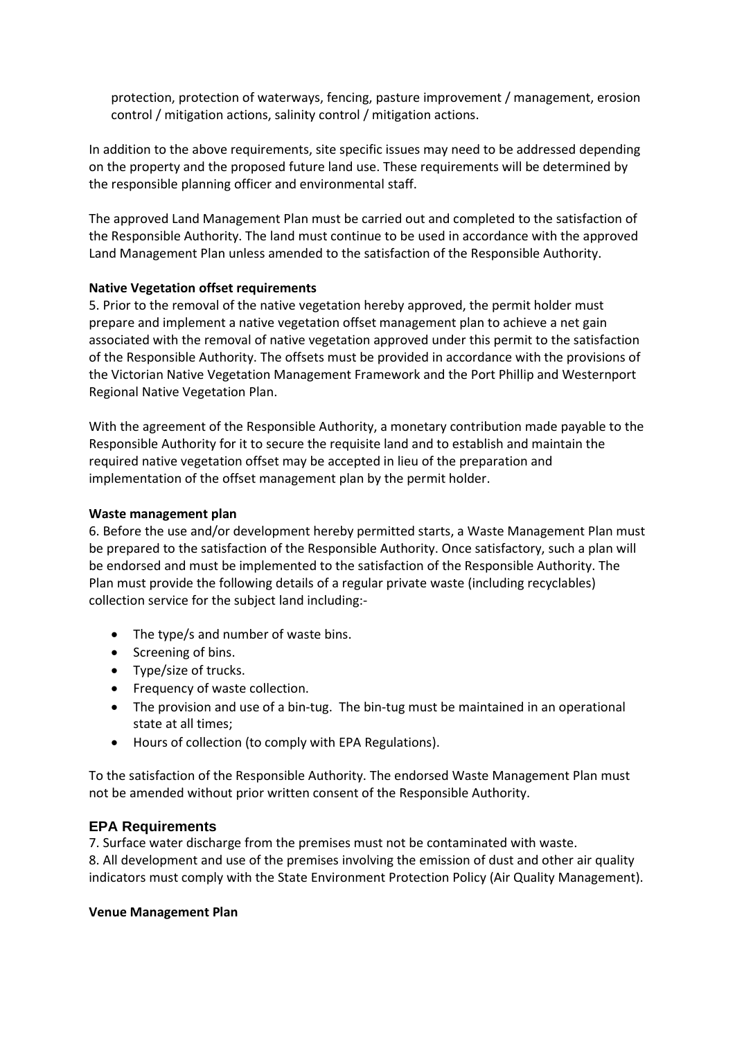protection, protection of waterways, fencing, pasture improvement / management, erosion control / mitigation actions, salinity control / mitigation actions.

In addition to the above requirements, site specific issues may need to be addressed depending on the property and the proposed future land use. These requirements will be determined by the responsible planning officer and environmental staff.

The approved Land Management Plan must be carried out and completed to the satisfaction of the Responsible Authority. The land must continue to be used in accordance with the approved Land Management Plan unless amended to the satisfaction of the Responsible Authority.

**Native Vegetation offset requirements**

5. Prior to the removal of the native vegetation hereby approved, the permit holder must prepare and implement a native vegetation offset management plan to achieve a net gain associated with the removal of native vegetation approved under this permit to the satisfaction of the Responsible Authority. The offsets must be provided in accordance with the provisions of the Victorian Native Vegetation Management Framework and the Port Phillip and Westernport Regional Native Vegetation Plan.

With the agreement of the Responsible Authority, a monetary contribution made payable to the Responsible Authority for it to secure the requisite land and to establish and maintain the required native vegetation offset may be accepted in lieu of the preparation and implementation of the offset management plan by the permit holder.

**Waste management plan**

6. Before the use and/or development hereby permitted starts, a Waste Management Plan must be prepared to the satisfaction of the Responsible Authority. Once satisfactory, such a plan will be endorsed and must be implemented to the satisfaction of the Responsible Authority. The Plan must provide the following details of a regular private waste (including recyclables) collection service for the subject land including:-

- The type/s and number of waste bins.
- Screening of bins.
- Type/size of trucks.
- Frequency of waste collection.
- The provision and use of a bin-tug. The bin-tug must be maintained in an operational state at all times;
- Hours of collection (to comply with EPA Regulations).

To the satisfaction of the Responsible Authority. The endorsed Waste Management Plan must not be amended without prior written consent of the Responsible Authority.

## EPA Requirements

7. Surface water discharge from the premises must not be contaminated with waste.

8. All development and use of the premises involving the emission of dust and other air quality indicators must comply with the State Environment Protection Policy (Air Quality Management).

**Venue Management Plan**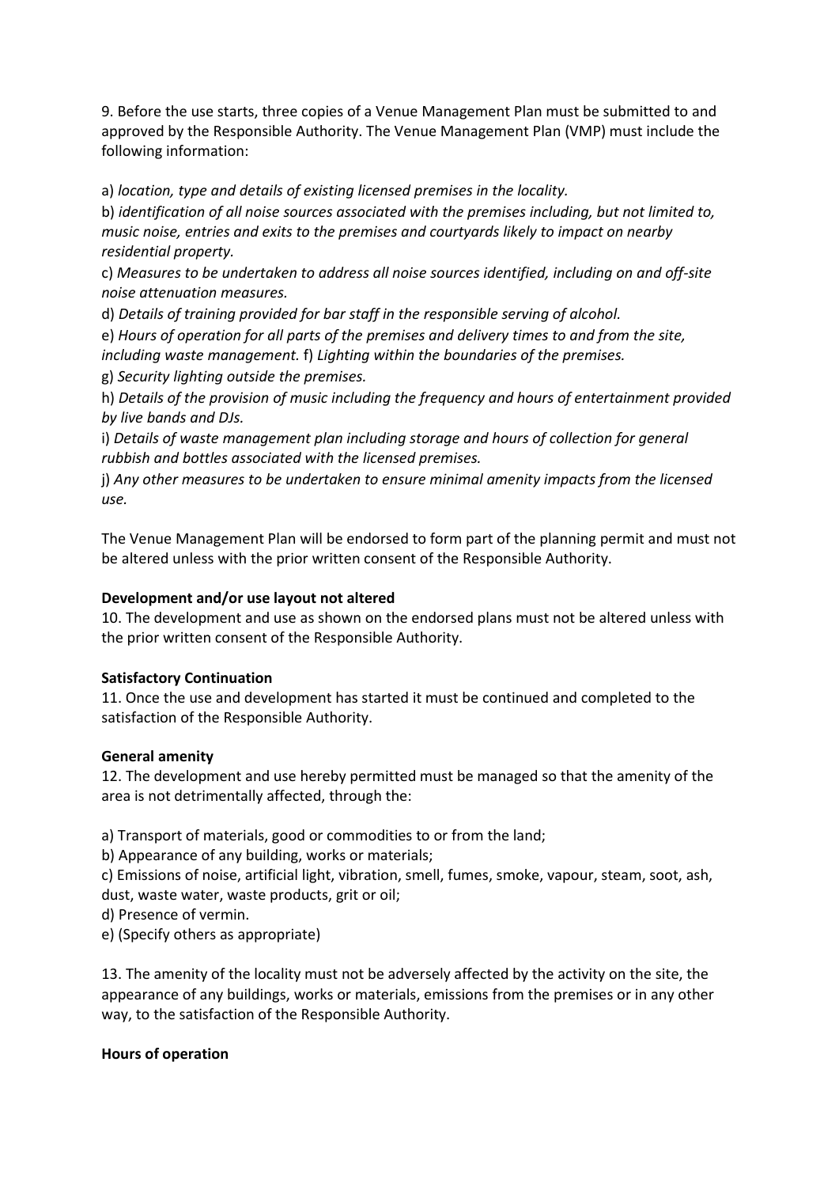9. Before the use starts, three copies of a Venue Management Plan must be submitted to and approved by the Responsible Authority. The Venue Management Plan (VMP) must include the following information:

a) *location, type and details of existing licensed premises in the locality.*

b) *identification of all noise sources associated with the premises including, but not limited to, music noise, entries and exits to the premises and courtyards likely to impact on nearby residential property.*

c) *Measures to be undertaken to address all noise sources identified, including on and off-site noise attenuation measures.*

d) *Details of training provided for bar staff in the responsible serving of alcohol.*

e) *Hours of operation for all parts of the premises and delivery times to and from the site, including waste management.* f) *Lighting within the boundaries of the premises.*

g) *Security lighting outside the premises.*

h) *Details of the provision of music including the frequency and hours of entertainment provided by live bands and DJs.*

i) *Details of waste management plan including storage and hours of collection for general rubbish and bottles associated with the licensed premises.*

j) *Any other measures to be undertaken to ensure minimal amenity impacts from the licensed use.*

The Venue Management Plan will be endorsed to form part of the planning permit and must not be altered unless with the prior written consent of the Responsible Authority.

**Development and/or use layout not altered**

10. The development and use as shown on the endorsed plans must not be altered unless with the prior written consent of the Responsible Authority.

**Satisfactory Continuation**

11. Once the use and development has started it must be continued and completed to the satisfaction of the Responsible Authority.

**General amenity**

12. The development and use hereby permitted must be managed so that the amenity of the area is not detrimentally affected, through the:

a) Transport of materials, good or commodities to or from the land;

b) Appearance of any building, works or materials;

c) Emissions of noise, artificial light, vibration, smell, fumes, smoke, vapour, steam, soot, ash, dust, waste water, waste products, grit or oil;

d) Presence of vermin.

e) (Specify others as appropriate)

13. The amenity of the locality must not be adversely affected by the activity on the site, the appearance of any buildings, works or materials, emissions from the premises or in any other way, to the satisfaction of the Responsible Authority.

**Hours of operation**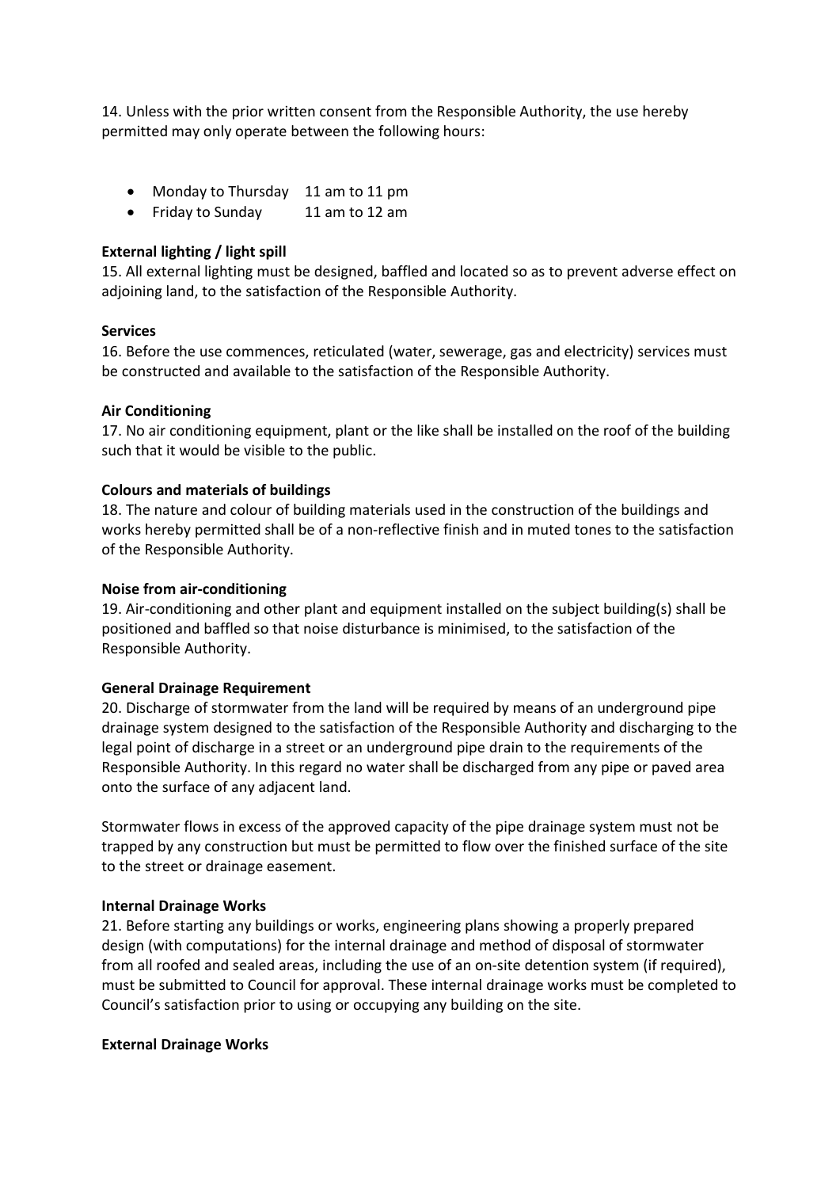14. Unless with the prior written consent from the Responsible Authority, the use hereby permitted may only operate between the following hours:

- Monday to Thursday 11 am to 11 pm
- Friday to Sunday 11 am to 12 am

**External lighting / light spill**

15. All external lighting must be designed, baffled and located so as to prevent adverse effect on adjoining land, to the satisfaction of the Responsible Authority.

**Services**

16. Before the use commences, reticulated (water, sewerage, gas and electricity) services must be constructed and available to the satisfaction of the Responsible Authority.

**Air Conditioning**

17. No air conditioning equipment, plant or the like shall be installed on the roof of the building such that it would be visible to the public.

**Colours and materials of buildings**

18. The nature and colour of building materials used in the construction of the buildings and works hereby permitted shall be of a non-reflective finish and in muted tones to the satisfaction of the Responsible Authority.

**Noise from air-conditioning**

19. Air-conditioning and other plant and equipment installed on the subject building(s) shall be positioned and baffled so that noise disturbance is minimised, to the satisfaction of the Responsible Authority.

**General Drainage Requirement**

20. Discharge of stormwater from the land will be required by means of an underground pipe drainage system designed to the satisfaction of the Responsible Authority and discharging to the legal point of discharge in a street or an underground pipe drain to the requirements of the Responsible Authority. In this regard no water shall be discharged from any pipe or paved area onto the surface of any adjacent land.

Stormwater flows in excess of the approved capacity of the pipe drainage system must not be trapped by any construction but must be permitted to flow over the finished surface of the site to the street or drainage easement.

**Internal Drainage Works**

21. Before starting any buildings or works, engineering plans showing a properly prepared design (with computations) for the internal drainage and method of disposal of stormwater from all roofed and sealed areas, including the use of an on-site detention system (if required), must be submitted to Council for approval. These internal drainage works must be completed to Council's satisfaction prior to using or occupying any building on the site.

**External Drainage Works**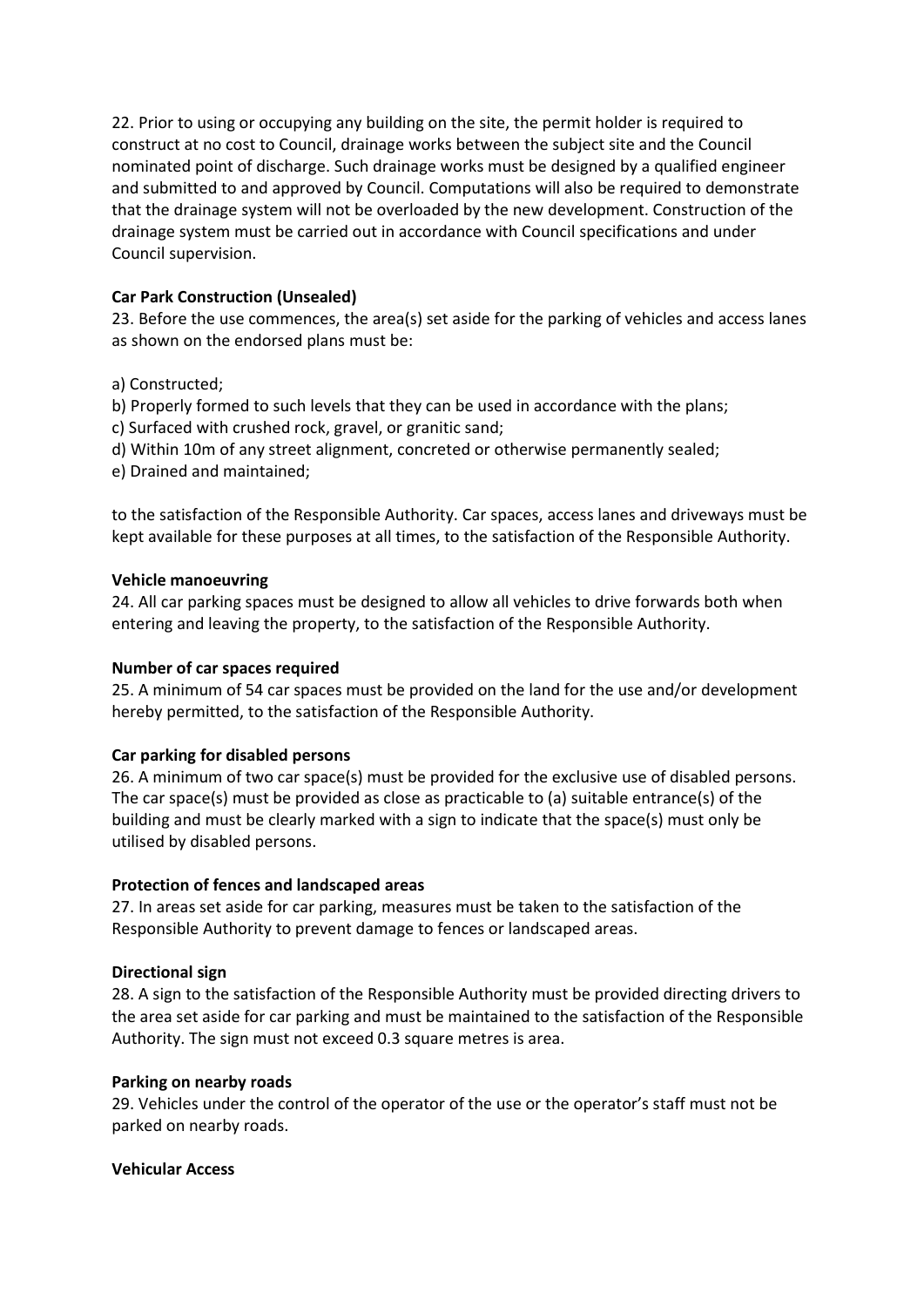22. Prior to using or occupying any building on the site, the permit holder is required to construct at no cost to Council, drainage works between the subject site and the Council nominated point of discharge. Such drainage works must be designed by a qualified engineer and submitted to and approved by Council. Computations will also be required to demonstrate that the drainage system will not be overloaded by the new development. Construction of the drainage system must be carried out in accordance with Council specifications and under Council supervision.

**Car Park Construction (Unsealed)**

23. Before the use commences, the area(s) set aside for the parking of vehicles and access lanes as shown on the endorsed plans must be:

a) Constructed;
b) Properly formed to such levels that they can be used in accordance with the plans;
c) Surfaced with crushed rock, gravel, or granitic sand;
d) Within 10m of any street alignment, concreted or otherwise permanently sealed;
e) Drained and maintained;

to the satisfaction of the Responsible Authority. Car spaces, access lanes and driveways must be kept available for these purposes at all times, to the satisfaction of the Responsible Authority.

**Vehicle manoeuvring**

24. All car parking spaces must be designed to allow all vehicles to drive forwards both when entering and leaving the property, to the satisfaction of the Responsible Authority.

**Number of car spaces required**

25. A minimum of 54 car spaces must be provided on the land for the use and/or development hereby permitted, to the satisfaction of the Responsible Authority.

**Car parking for disabled persons**

26. A minimum of two car space(s) must be provided for the exclusive use of disabled persons. The car space(s) must be provided as close as practicable to (a) suitable entrance(s) of the building and must be clearly marked with a sign to indicate that the space(s) must only be utilised by disabled persons.

**Protection of fences and landscaped areas**

27. In areas set aside for car parking, measures must be taken to the satisfaction of the Responsible Authority to prevent damage to fences or landscaped areas.

**Directional sign**

28. A sign to the satisfaction of the Responsible Authority must be provided directing drivers to the area set aside for car parking and must be maintained to the satisfaction of the Responsible Authority. The sign must not exceed 0.3 square metres is area.

**Parking on nearby roads**

29. Vehicles under the control of the operator of the use or the operator's staff must not be parked on nearby roads.

**Vehicular Access**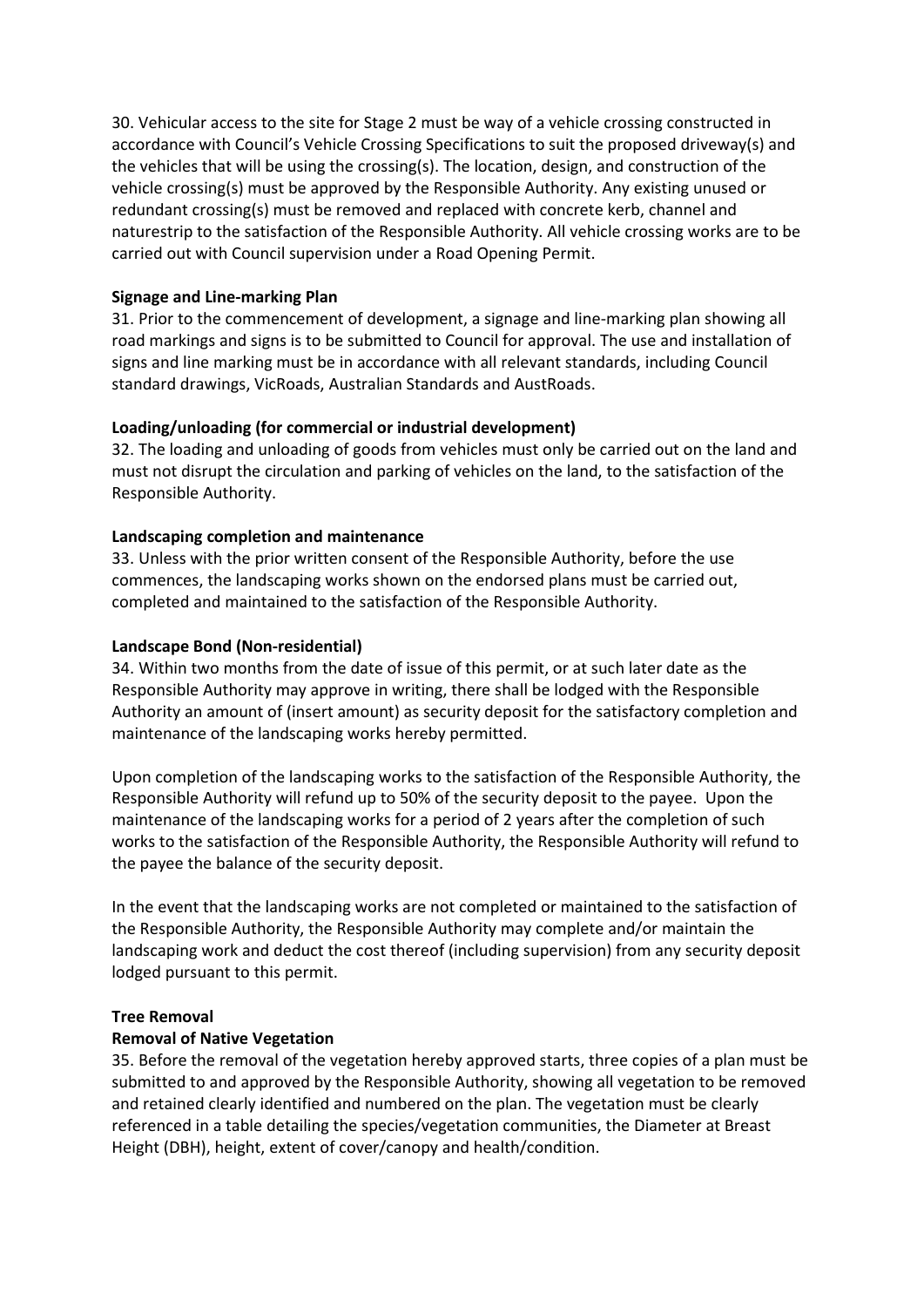30. Vehicular access to the site for Stage 2 must be way of a vehicle crossing constructed in accordance with Council's Vehicle Crossing Specifications to suit the proposed driveway(s) and the vehicles that will be using the crossing(s). The location, design, and construction of the vehicle crossing(s) must be approved by the Responsible Authority. Any existing unused or redundant crossing(s) must be removed and replaced with concrete kerb, channel and naturestrip to the satisfaction of the Responsible Authority. All vehicle crossing works are to be carried out with Council supervision under a Road Opening Permit.

**Signage and Line-marking Plan**

31. Prior to the commencement of development, a signage and line-marking plan showing all road markings and signs is to be submitted to Council for approval. The use and installation of signs and line marking must be in accordance with all relevant standards, including Council standard drawings, VicRoads, Australian Standards and AustRoads.

**Loading/unloading (for commercial or industrial development)**

32. The loading and unloading of goods from vehicles must only be carried out on the land and must not disrupt the circulation and parking of vehicles on the land, to the satisfaction of the Responsible Authority.

**Landscaping completion and maintenance**

33. Unless with the prior written consent of the Responsible Authority, before the use commences, the landscaping works shown on the endorsed plans must be carried out, completed and maintained to the satisfaction of the Responsible Authority.

**Landscape Bond (Non-residential)**

34. Within two months from the date of issue of this permit, or at such later date as the Responsible Authority may approve in writing, there shall be lodged with the Responsible Authority an amount of (insert amount) as security deposit for the satisfactory completion and maintenance of the landscaping works hereby permitted.

Upon completion of the landscaping works to the satisfaction of the Responsible Authority, the Responsible Authority will refund up to 50% of the security deposit to the payee. Upon the maintenance of the landscaping works for a period of 2 years after the completion of such works to the satisfaction of the Responsible Authority, the Responsible Authority will refund to the payee the balance of the security deposit.

In the event that the landscaping works are not completed or maintained to the satisfaction of the Responsible Authority, the Responsible Authority may complete and/or maintain the landscaping work and deduct the cost thereof (including supervision) from any security deposit lodged pursuant to this permit.

**Tree Removal**

**Removal of Native Vegetation**

35. Before the removal of the vegetation hereby approved starts, three copies of a plan must be submitted to and approved by the Responsible Authority, showing all vegetation to be removed and retained clearly identified and numbered on the plan. The vegetation must be clearly referenced in a table detailing the species/vegetation communities, the Diameter at Breast Height (DBH), height, extent of cover/canopy and health/condition.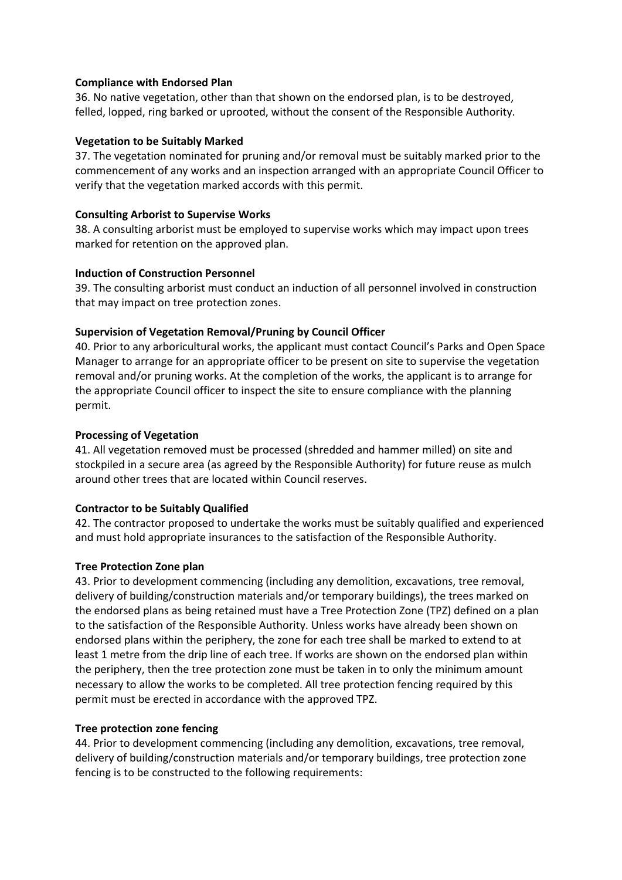**Compliance with Endorsed Plan**

36. No native vegetation, other than that shown on the endorsed plan, is to be destroyed, felled, lopped, ring barked or uprooted, without the consent of the Responsible Authority.

**Vegetation to be Suitably Marked**

37. The vegetation nominated for pruning and/or removal must be suitably marked prior to the commencement of any works and an inspection arranged with an appropriate Council Officer to verify that the vegetation marked accords with this permit.

**Consulting Arborist to Supervise Works**

38. A consulting arborist must be employed to supervise works which may impact upon trees marked for retention on the approved plan.

**Induction of Construction Personnel**

39. The consulting arborist must conduct an induction of all personnel involved in construction that may impact on tree protection zones.

**Supervision of Vegetation Removal/Pruning by Council Officer**

40. Prior to any arboricultural works, the applicant must contact Council's Parks and Open Space Manager to arrange for an appropriate officer to be present on site to supervise the vegetation removal and/or pruning works. At the completion of the works, the applicant is to arrange for the appropriate Council officer to inspect the site to ensure compliance with the planning permit.

**Processing of Vegetation**

41. All vegetation removed must be processed (shredded and hammer milled) on site and stockpiled in a secure area (as agreed by the Responsible Authority) for future reuse as mulch around other trees that are located within Council reserves.

**Contractor to be Suitably Qualified**

42. The contractor proposed to undertake the works must be suitably qualified and experienced and must hold appropriate insurances to the satisfaction of the Responsible Authority.

**Tree Protection Zone plan**

43. Prior to development commencing (including any demolition, excavations, tree removal, delivery of building/construction materials and/or temporary buildings), the trees marked on the endorsed plans as being retained must have a Tree Protection Zone (TPZ) defined on a plan to the satisfaction of the Responsible Authority. Unless works have already been shown on endorsed plans within the periphery, the zone for each tree shall be marked to extend to at least 1 metre from the drip line of each tree. If works are shown on the endorsed plan within the periphery, then the tree protection zone must be taken in to only the minimum amount necessary to allow the works to be completed. All tree protection fencing required by this permit must be erected in accordance with the approved TPZ.

**Tree protection zone fencing**

44. Prior to development commencing (including any demolition, excavations, tree removal, delivery of building/construction materials and/or temporary buildings, tree protection zone fencing is to be constructed to the following requirements: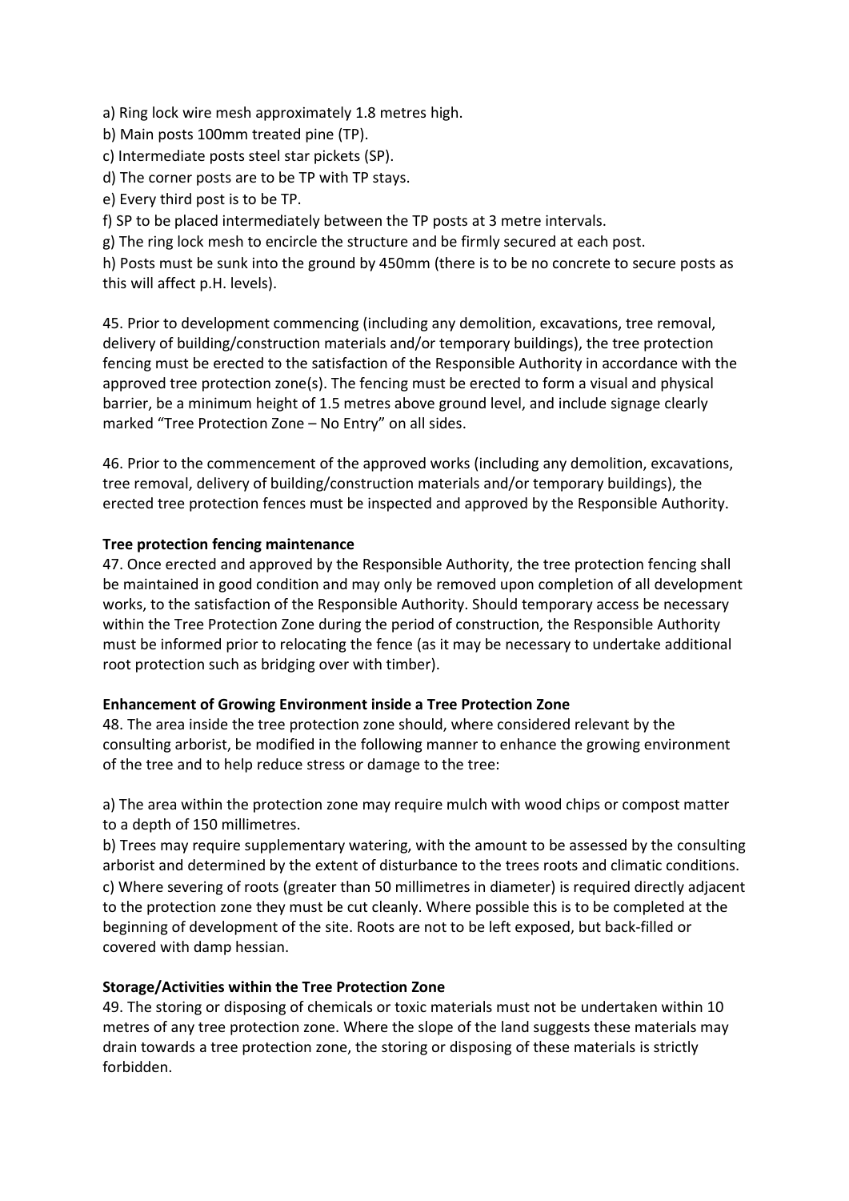a) Ring lock wire mesh approximately 1.8 metres high.
b) Main posts 100mm treated pine (TP).
c) Intermediate posts steel star pickets (SP).
d) The corner posts are to be TP with TP stays.
e) Every third post is to be TP.
f) SP to be placed intermediately between the TP posts at 3 metre intervals.
g) The ring lock mesh to encircle the structure and be firmly secured at each post.
h) Posts must be sunk into the ground by 450mm (there is to be no concrete to secure posts as this will affect p.H. levels).

45. Prior to development commencing (including any demolition, excavations, tree removal, delivery of building/construction materials and/or temporary buildings), the tree protection fencing must be erected to the satisfaction of the Responsible Authority in accordance with the approved tree protection zone(s). The fencing must be erected to form a visual and physical barrier, be a minimum height of 1.5 metres above ground level, and include signage clearly marked "Tree Protection Zone – No Entry" on all sides.

46. Prior to the commencement of the approved works (including any demolition, excavations, tree removal, delivery of building/construction materials and/or temporary buildings), the erected tree protection fences must be inspected and approved by the Responsible Authority.

**Tree protection fencing maintenance**

47. Once erected and approved by the Responsible Authority, the tree protection fencing shall be maintained in good condition and may only be removed upon completion of all development works, to the satisfaction of the Responsible Authority. Should temporary access be necessary within the Tree Protection Zone during the period of construction, the Responsible Authority must be informed prior to relocating the fence (as it may be necessary to undertake additional root protection such as bridging over with timber).

**Enhancement of Growing Environment inside a Tree Protection Zone**

48. The area inside the tree protection zone should, where considered relevant by the consulting arborist, be modified in the following manner to enhance the growing environment of the tree and to help reduce stress or damage to the tree:

a) The area within the protection zone may require mulch with wood chips or compost matter to a depth of 150 millimetres.
b) Trees may require supplementary watering, with the amount to be assessed by the consulting arborist and determined by the extent of disturbance to the trees roots and climatic conditions.
c) Where severing of roots (greater than 50 millimetres in diameter) is required directly adjacent to the protection zone they must be cut cleanly. Where possible this is to be completed at the beginning of development of the site. Roots are not to be left exposed, but back-filled or covered with damp hessian.

**Storage/Activities within the Tree Protection Zone**

49. The storing or disposing of chemicals or toxic materials must not be undertaken within 10 metres of any tree protection zone. Where the slope of the land suggests these materials may drain towards a tree protection zone, the storing or disposing of these materials is strictly forbidden.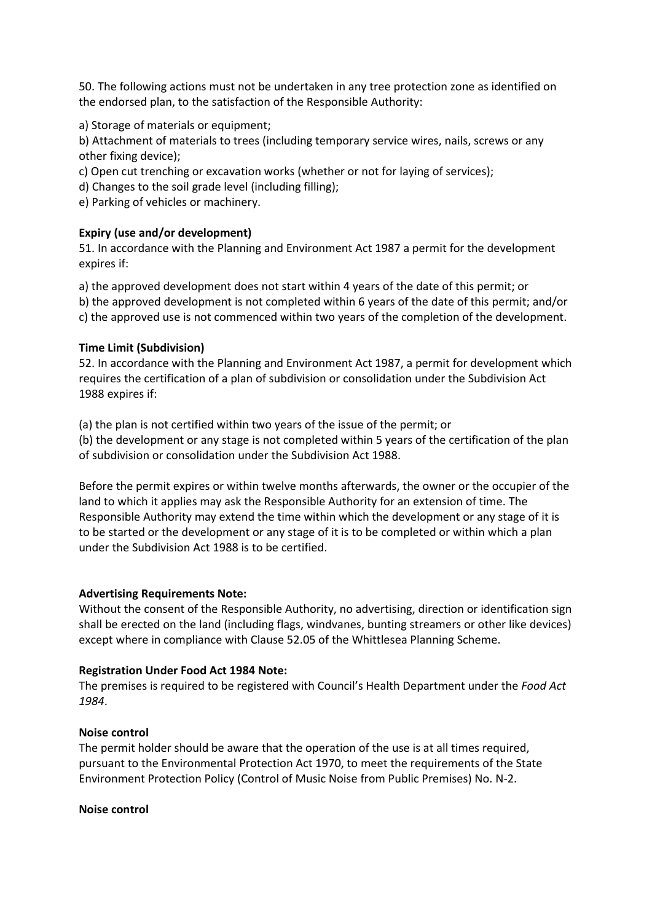50. The following actions must not be undertaken in any tree protection zone as identified on the endorsed plan, to the satisfaction of the Responsible Authority:

a) Storage of materials or equipment;
b) Attachment of materials to trees (including temporary service wires, nails, screws or any other fixing device);
c) Open cut trenching or excavation works (whether or not for laying of services);
d) Changes to the soil grade level (including filling);
e) Parking of vehicles or machinery.

**Expiry (use and/or development)**
51. In accordance with the Planning and Environment Act 1987 a permit for the development expires if:

a) the approved development does not start within 4 years of the date of this permit; or
b) the approved development is not completed within 6 years of the date of this permit; and/or
c) the approved use is not commenced within two years of the completion of the development.

**Time Limit (Subdivision)**
52. In accordance with the Planning and Environment Act 1987, a permit for development which requires the certification of a plan of subdivision or consolidation under the Subdivision Act 1988 expires if:

(a) the plan is not certified within two years of the issue of the permit; or
(b) the development or any stage is not completed within 5 years of the certification of the plan of subdivision or consolidation under the Subdivision Act 1988.

Before the permit expires or within twelve months afterwards, the owner or the occupier of the land to which it applies may ask the Responsible Authority for an extension of time. The Responsible Authority may extend the time within which the development or any stage of it is to be started or the development or any stage of it is to be completed or within which a plan under the Subdivision Act 1988 is to be certified.

**Advertising Requirements Note:**
Without the consent of the Responsible Authority, no advertising, direction or identification sign shall be erected on the land (including flags, windvanes, bunting streamers or other like devices) except where in compliance with Clause 52.05 of the Whittlesea Planning Scheme.

**Registration Under Food Act 1984 Note:**
The premises is required to be registered with Council's Health Department under the *Food Act 1984*.

**Noise control**
The permit holder should be aware that the operation of the use is at all times required, pursuant to the Environmental Protection Act 1970, to meet the requirements of the State Environment Protection Policy (Control of Music Noise from Public Premises) No. N-2.

**Noise control**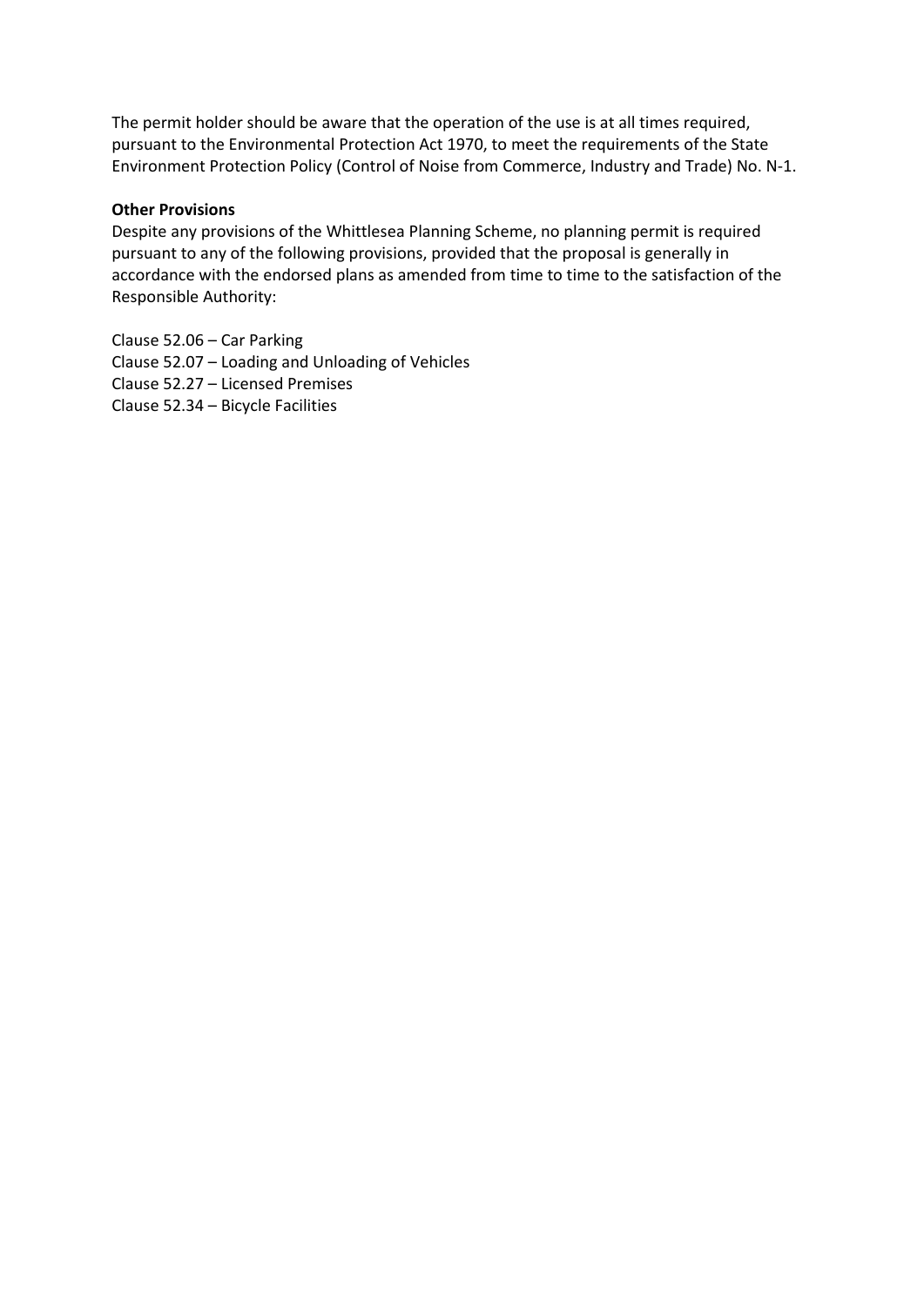The permit holder should be aware that the operation of the use is at all times required, pursuant to the Environmental Protection Act 1970, to meet the requirements of the State Environment Protection Policy (Control of Noise from Commerce, Industry and Trade) No. N-1.

**Other Provisions**

Despite any provisions of the Whittlesea Planning Scheme, no planning permit is required pursuant to any of the following provisions, provided that the proposal is generally in accordance with the endorsed plans as amended from time to time to the satisfaction of the Responsible Authority:

Clause 52.06 – Car Parking
Clause 52.07 – Loading and Unloading of Vehicles
Clause 52.27 – Licensed Premises
Clause 52.34 – Bicycle Facilities